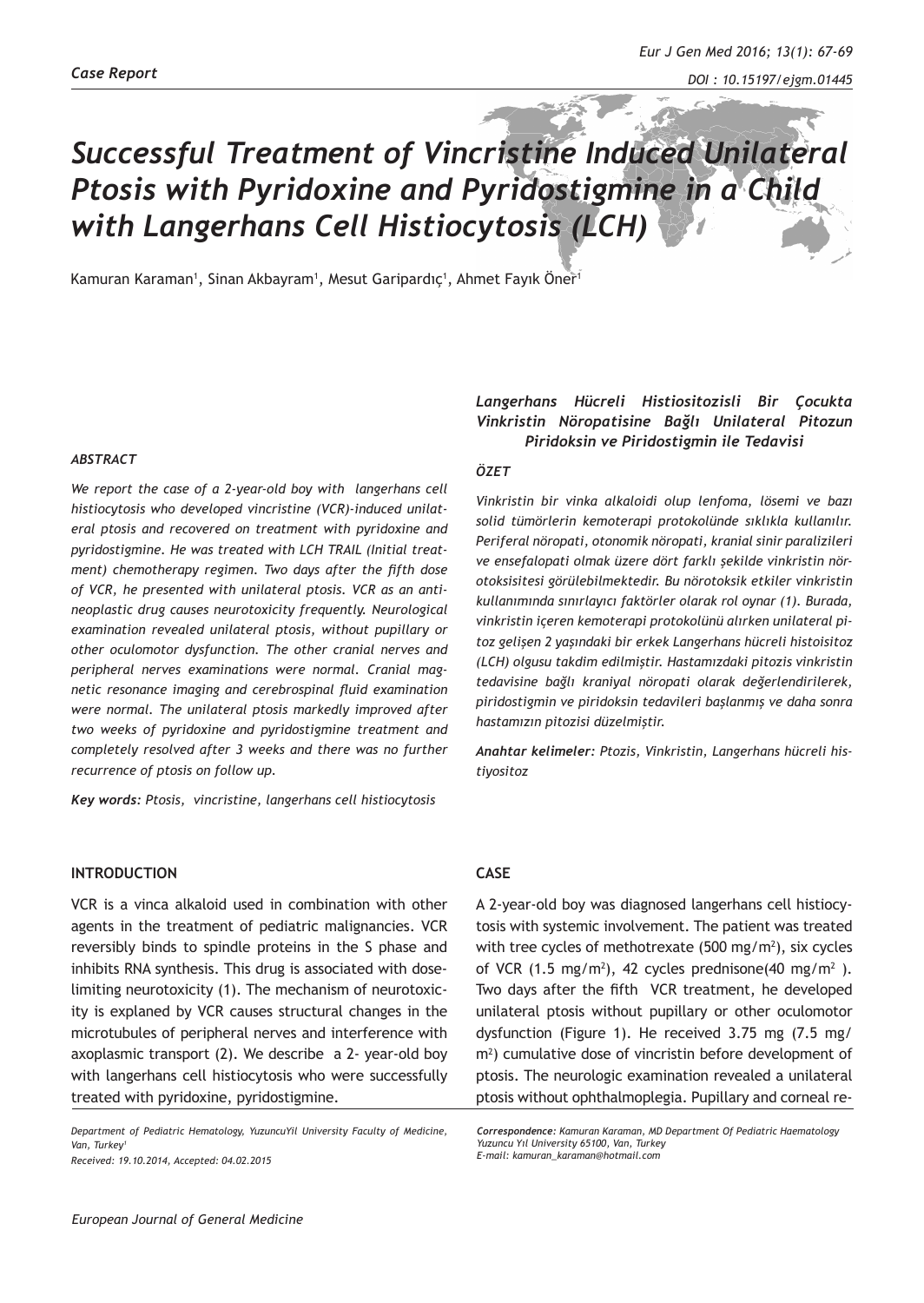*Case Report*

# *Successful Treatment of Vincristine Induced Unilateral Ptosis with Pyridoxine and Pyridostigmine in a Child with Langerhans Cell Histiocytosis (LCH)*

Kamuran Karaman[1], Sinan Akbayram[1], Mesut Garipardıç[1], Ahmet Fayık Öner[1]

### *ABSTRACT*

*We report the case of a 2-year-old boy with langerhans cell histiocytosis who developed vincristine (VCR)-induced unilateral ptosis and recovered on treatment with pyridoxine and pyridostigmine. He was treated with LCH TRAIL (Initial treatment) chemotherapy regimen. Two days after the fifth dose of VCR, he presented with unilateral ptosis. VCR as an antineoplastic drug causes neurotoxicity frequently. Neurological examination revealed unilateral ptosis, without pupillary or other oculomotor dysfunction. The other cranial nerves and peripheral nerves examinations were normal. Cranial magnetic resonance imaging and cerebrospinal fluid examination were normal. The unilateral ptosis markedly improved after two weeks of pyridoxine and pyridostigmine treatment and completely resolved after 3 weeks and there was no further recurrence of ptosis on follow up.*

***Key words:*** *Ptosis, vincristine, langerhans cell histiocytosis*

### *Langerhans Hücreli Histiositozisli Bir Çocukta Vinkristin Nöropatisine Bağlı Unilateral Pitozun Piridoksin ve Piridostigmin ile Tedavisi*

### *ÖZET*

*Vinkristin bir vinka alkaloidi olup lenfoma, lösemi ve bazı solid tümörlerin kemoterapi protokolünde sıklıkla kullanılır. Periferal nöropati, otonomik nöropati, kranial sinir paralizileri ve ensefalopati olmak üzere dört farklı şekilde vinkristin nörotoksisitesi görülebilmektedir. Bu nörotoksik etkiler vinkristin kullanımında sınırlayıcı faktörler olarak rol oynar (1). Burada, vinkristin içeren kemoterapi protokolünü alırken unilateral pitoz gelişen 2 yaşındaki bir erkek Langerhans hücreli histoisitoz (LCH) olgusu takdim edilmiştir. Hastamızdaki pitozis vinkristin tedavisine bağlı kraniyal nöropati olarak değerlendirilerek, piridostigmin ve piridoksin tedavileri başlanmış ve daha sonra hastamızın pitozisi düzelmiştir.*

***Anahtar kelimeler:*** *Ptozis, Vinkristin, Langerhans hücreli histiyositoz*

## INTRODUCTION

VCR is a vinca alkaloid used in combination with other agents in the treatment of pediatric malignancies. VCR reversibly binds to spindle proteins in the S phase and inhibits RNA synthesis. This drug is associated with dose-limiting neurotoxicity (1). The mechanism of neurotoxicity is explaned by VCR causes structural changes in the microtubules of peripheral nerves and interference with axoplasmic transport (2). We describe a 2- year-old boy with langerhans cell histiocytosis who were successfully treated with pyridoxine, pyridostigmine.

## CASE

A 2-year-old boy was diagnosed langerhans cell histiocytosis with systemic involvement. The patient was treated with tree cycles of methotrexate (500 mg/m$^2$), six cycles of VCR (1.5 mg/m$^2$), 42 cycles prednisone(40 mg/m$^2$ ). Two days after the fifth VCR treatment, he developed unilateral ptosis without pupillary or other oculomotor dysfunction (Figure 1). He received 3.75 mg (7.5 mg/m$^2$) cumulative dose of vincristin before development of ptosis. The neurologic examination revealed a unilateral ptosis without ophthalmoplegia. Pupillary and corneal re-

*Department of Pediatric Hematology, YuzuncuYil University Faculty of Medicine, Van, Turkey[1]*
*Received: 19.10.2014, Accepted: 04.02.2015*

***Correspondence:*** *Kamuran Karaman, MD Department Of Pediatric Haematology Yuzuncu Yıl University 65100, Van, Turkey*
*E-mail: kamuran_karaman@hotmail.com*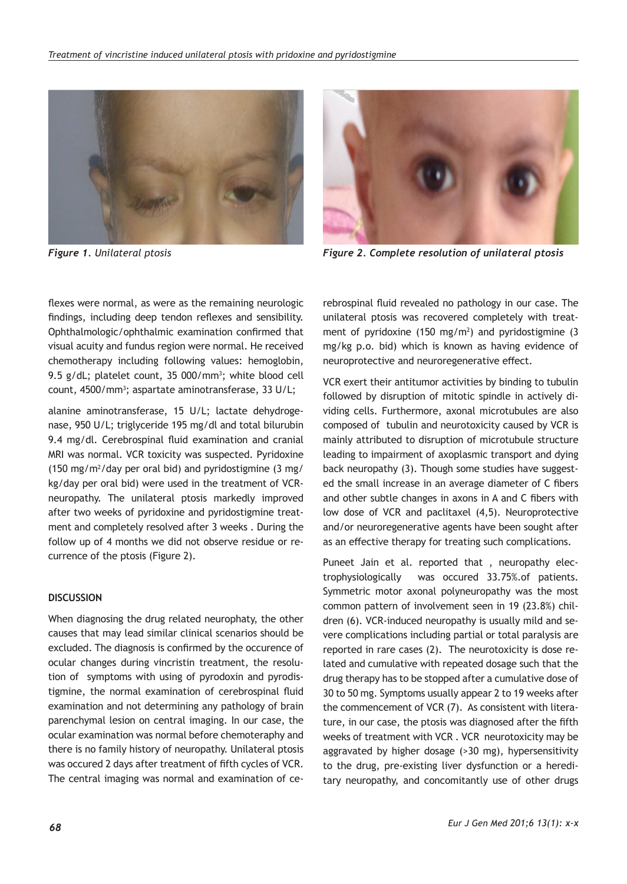*Figure 1. Unilateral ptosis*

***Figure 2. Complete resolution of unilateral ptosis***

flexes were normal, as were as the remaining neurologic findings, including deep tendon reflexes and sensibility. Ophthalmologic/ophthalmic examination confirmed that visual acuity and fundus region were normal. He received chemotherapy including following values: hemoglobin, 9.5 g/dL; platelet count, 35 000/mm$^3$; white blood cell count, 4500/mm$^3$; aspartate aminotransferase, 33 U/L;

alanine aminotransferase, 15 U/L; lactate dehydrogenase, 950 U/L; triglyceride 195 mg/dl and total bilurubin 9.4 mg/dl. Cerebrospinal fluid examination and cranial MRI was normal. VCR toxicity was suspected. Pyridoxine (150 mg/m$^2$/day per oral bid) and pyridostigmine (3 mg/kg/day per oral bid) were used in the treatment of VCR-neuropathy. The unilateral ptosis markedly improved after two weeks of pyridoxine and pyridostigmine treatment and completely resolved after 3 weeks . During the follow up of 4 months we did not observe residue or recurrence of the ptosis (Figure 2).

## DISCUSSION

When diagnosing the drug related neurophaty, the other causes that may lead similar clinical scenarios should be excluded. The diagnosis is confirmed by the occurence of ocular changes during vincristin treatment, the resolution of symptoms with using of pyrodoxin and pyrodistigmine, the normal examination of cerebrospinal fluid examination and not determining any pathology of brain parenchymal lesion on central imaging. In our case, the ocular examination was normal before chemoteraphy and there is no family history of neuropathy. Unilateral ptosis was occured 2 days after treatment of fifth cycles of VCR. The central imaging was normal and examination of cerebrospinal fluid revealed no pathology in our case. The unilateral ptosis was recovered completely with treatment of pyridoxine (150 mg/m$^2$) and pyridostigmine (3 mg/kg p.o. bid) which is known as having evidence of neuroprotective and neuroregenerative effect.

VCR exert their antitumor activities by binding to tubulin followed by disruption of mitotic spindle in actively dividing cells. Furthermore, axonal microtubules are also composed of tubulin and neurotoxicity caused by VCR is mainly attributed to disruption of microtubule structure leading to impairment of axoplasmic transport and dying back neuropathy (3). Though some studies have suggested the small increase in an average diameter of C fibers and other subtle changes in axons in A and C fibers with low dose of VCR and paclitaxel (4,5). Neuroprotective and/or neuroregenerative agents have been sought after as an effective therapy for treating such complications.

Puneet Jain et al. reported that , neuropathy electrophysiologically was occured 33.75%.of patients. Symmetric motor axonal polyneuropathy was the most common pattern of involvement seen in 19 (23.8%) children (6). VCR-induced neuropathy is usually mild and severe complications including partial or total paralysis are reported in rare cases (2). The neurotoxicity is dose related and cumulative with repeated dosage such that the drug therapy has to be stopped after a cumulative dose of 30 to 50 mg. Symptoms usually appear 2 to 19 weeks after the commencement of VCR (7). As consistent with literature, in our case, the ptosis was diagnosed after the fifth weeks of treatment with VCR . VCR neurotoxicity may be aggravated by higher dosage (>30 mg), hypersensitivity to the drug, pre-existing liver dysfunction or a hereditary neuropathy, and concomitantly use of other drugs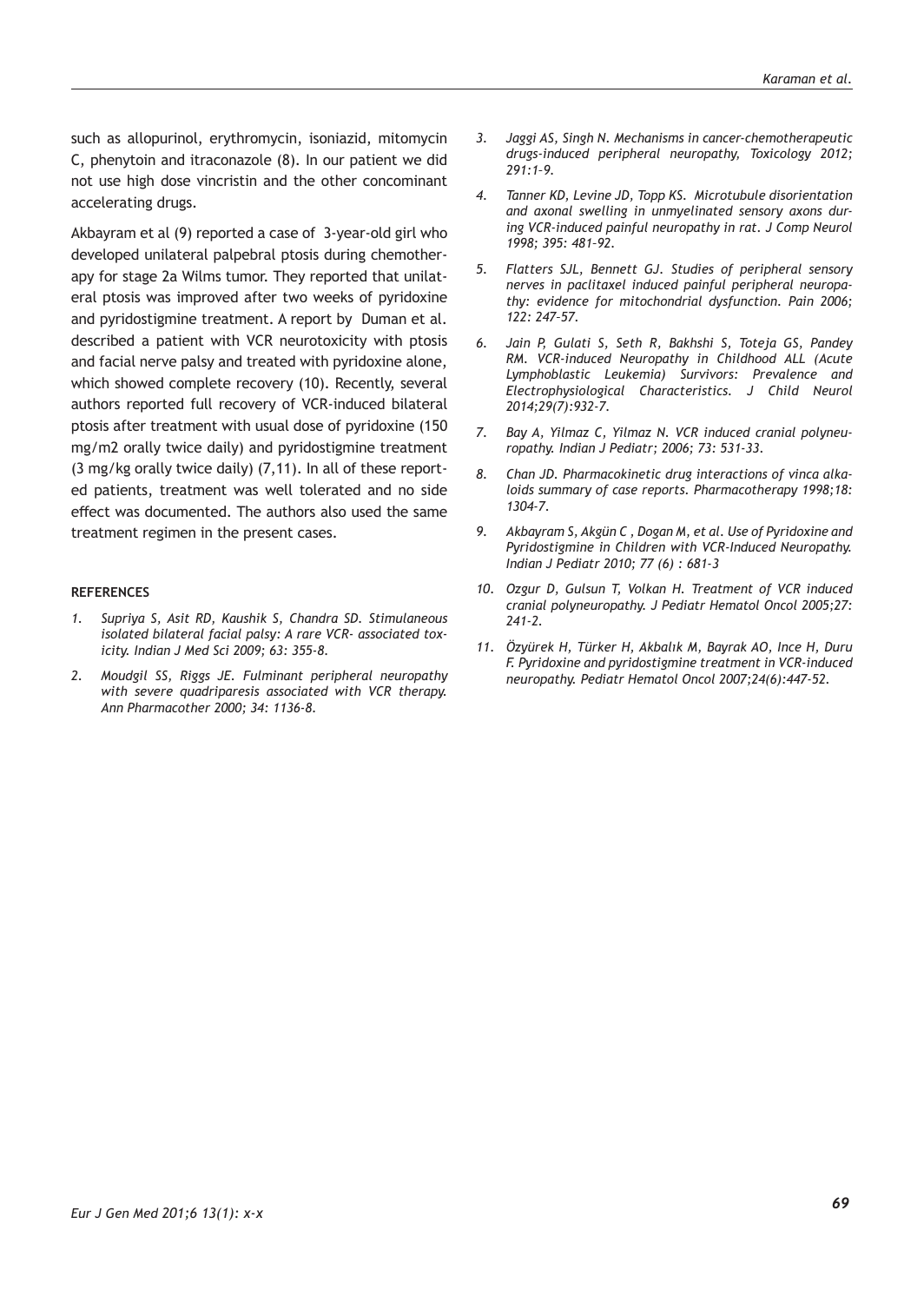such as allopurinol, erythromycin, isoniazid, mitomycin C, phenytoin and itraconazole (8). In our patient we did not use high dose vincristin and the other concominant accelerating drugs.

Akbayram et al (9) reported a case of 3-year-old girl who developed unilateral palpebral ptosis during chemotherapy for stage 2a Wilms tumor. They reported that unilateral ptosis was improved after two weeks of pyridoxine and pyridostigmine treatment. A report by Duman et al. described a patient with VCR neurotoxicity with ptosis and facial nerve palsy and treated with pyridoxine alone, which showed complete recovery (10). Recently, several authors reported full recovery of VCR-induced bilateral ptosis after treatment with usual dose of pyridoxine (150 mg/m2 orally twice daily) and pyridostigmine treatment (3 mg/kg orally twice daily) (7,11). In all of these reported patients, treatment was well tolerated and no side effect was documented. The authors also used the same treatment regimen in the present cases.

#### REFERENCES

1. *Supriya S, Asit RD, Kaushik S, Chandra SD. Stimulaneous isolated bilateral facial palsy: A rare VCR- associated toxicity. Indian J Med Sci 2009; 63: 355-8.*
2. *Moudgil SS, Riggs JE. Fulminant peripheral neuropathy with severe quadriparesis associated with VCR therapy. Ann Pharmacother 2000; 34: 1136-8.*
3. *Jaggi AS, Singh N. Mechanisms in cancer-chemotherapeutic drugs-induced peripheral neuropathy, Toxicology 2012; 291:1-9.*
4. *Tanner KD, Levine JD, Topp KS. Microtubule disorientation and axonal swelling in unmyelinated sensory axons during VCR-induced painful neuropathy in rat. J Comp Neurol 1998; 395: 481–92.*
5. *Flatters SJL, Bennett GJ. Studies of peripheral sensory nerves in paclitaxel induced painful peripheral neuropathy: evidence for mitochondrial dysfunction. Pain 2006; 122: 247–57.*
6. *Jain P, Gulati S, Seth R, Bakhshi S, Toteja GS, Pandey RM. VCR-induced Neuropathy in Childhood ALL (Acute Lymphoblastic Leukemia) Survivors: Prevalence and Electrophysiological Characteristics. J Child Neurol 2014;29(7):932-7.*
7. *Bay A, Yilmaz C, Yilmaz N. VCR induced cranial polyneuropathy. Indian J Pediatr; 2006; 73: 531-33.*
8. *Chan JD. Pharmacokinetic drug interactions of vinca alkaloids summary of case reports. Pharmacotherapy 1998;18: 1304-7.*
9. *Akbayram S, Akgün C , Dogan M, et al. Use of Pyridoxine and Pyridostigmine in Children with VCR-Induced Neuropathy. Indian J Pediatr 2010; 77 (6) : 681-3*
10. *Ozgur D, Gulsun T, Volkan H. Treatment of VCR induced cranial polyneuropathy. J Pediatr Hematol Oncol 2005;27: 241-2.*
11. *Özyürek H, Türker H, Akbalık M, Bayrak AO, Ince H, Duru F. Pyridoxine and pyridostigmine treatment in VCR-induced neuropathy. Pediatr Hematol Oncol 2007;24(6):447-52.*